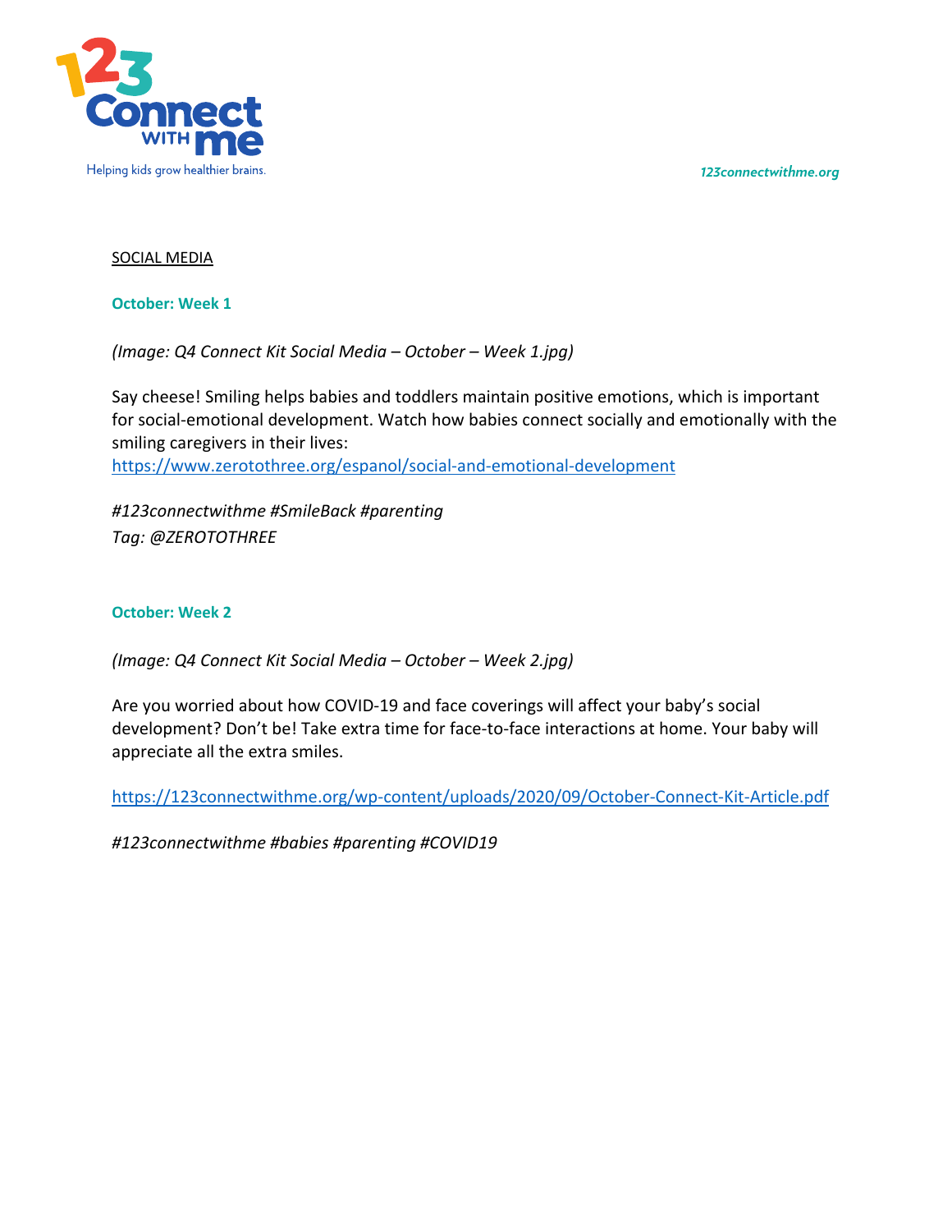SOCIAL MEDIA

**October: Week 1**

*(Image: Q4 Connect Kit Social Media – October – Week 1.jpg)*

Say cheese! Smiling helps babies and toddlers maintain positive emotions, which is important for social-emotional development. Watch how babies connect socially and emotionally with the smiling caregivers in their lives:
https://www.zerotothree.org/espanol/social-and-emotional-development

*#123connectwithme #SmileBack #parenting*
*Tag: @ZEROTOTHREE*

**October: Week 2**

*(Image: Q4 Connect Kit Social Media – October – Week 2.jpg)*

Are you worried about how COVID-19 and face coverings will affect your baby's social development? Don't be! Take extra time for face-to-face interactions at home. Your baby will appreciate all the extra smiles.

https://123connectwithme.org/wp-content/uploads/2020/09/October-Connect-Kit-Article.pdf

*#123connectwithme #babies #parenting #COVID19*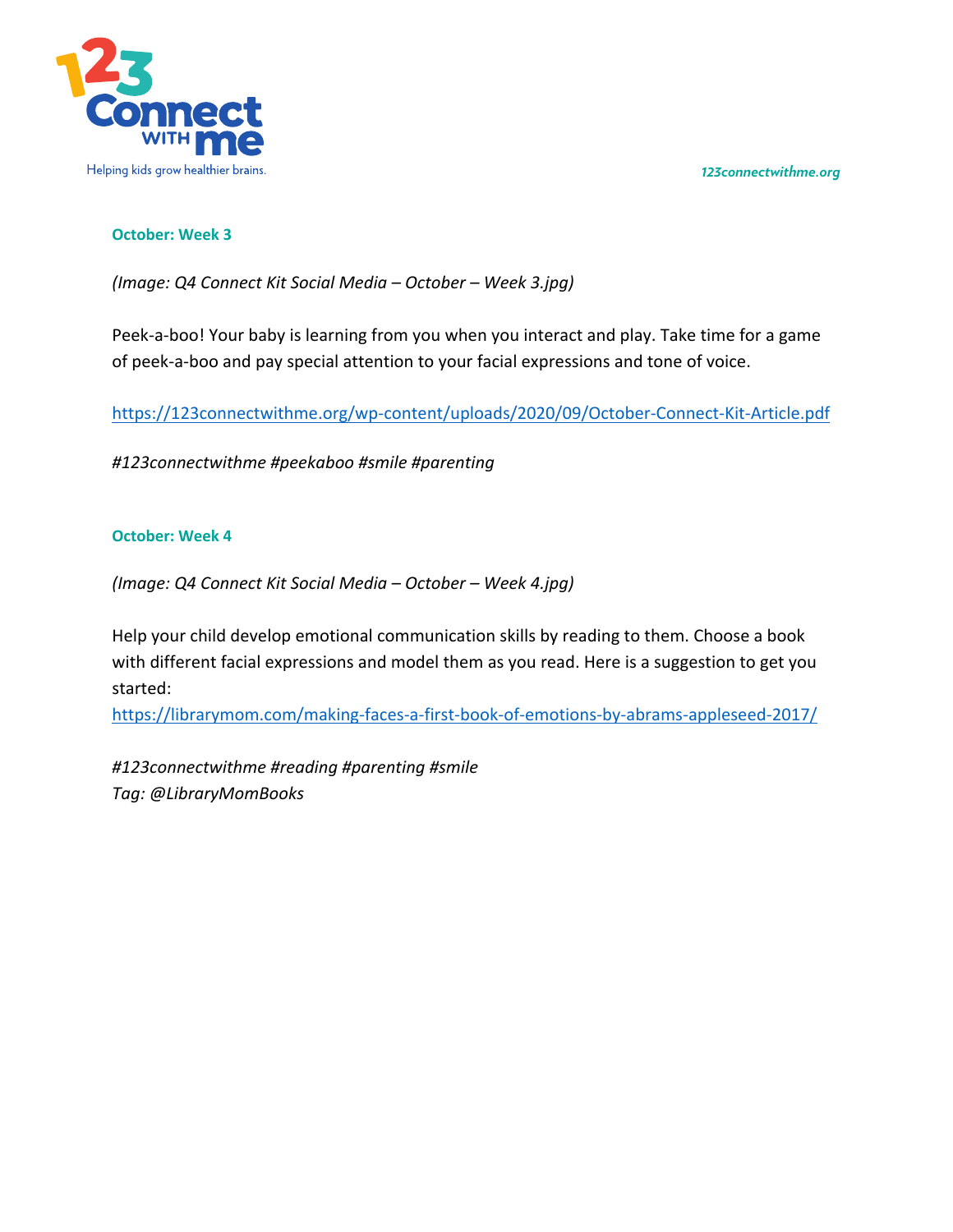### October: Week 3

*(Image: Q4 Connect Kit Social Media – October – Week 3.jpg)*

Peek-a-boo! Your baby is learning from you when you interact and play. Take time for a game of peek-a-boo and pay special attention to your facial expressions and tone of voice.

https://123connectwithme.org/wp-content/uploads/2020/09/October-Connect-Kit-Article.pdf

*#123connectwithme #peekaboo #smile #parenting*

### October: Week 4

*(Image: Q4 Connect Kit Social Media – October – Week 4.jpg)*

Help your child develop emotional communication skills by reading to them. Choose a book with different facial expressions and model them as you read. Here is a suggestion to get you started:
https://librarymom.com/making-faces-a-first-book-of-emotions-by-abrams-appleseed-2017/

*#123connectwithme #reading #parenting #smile*
*Tag: @LibraryMomBooks*